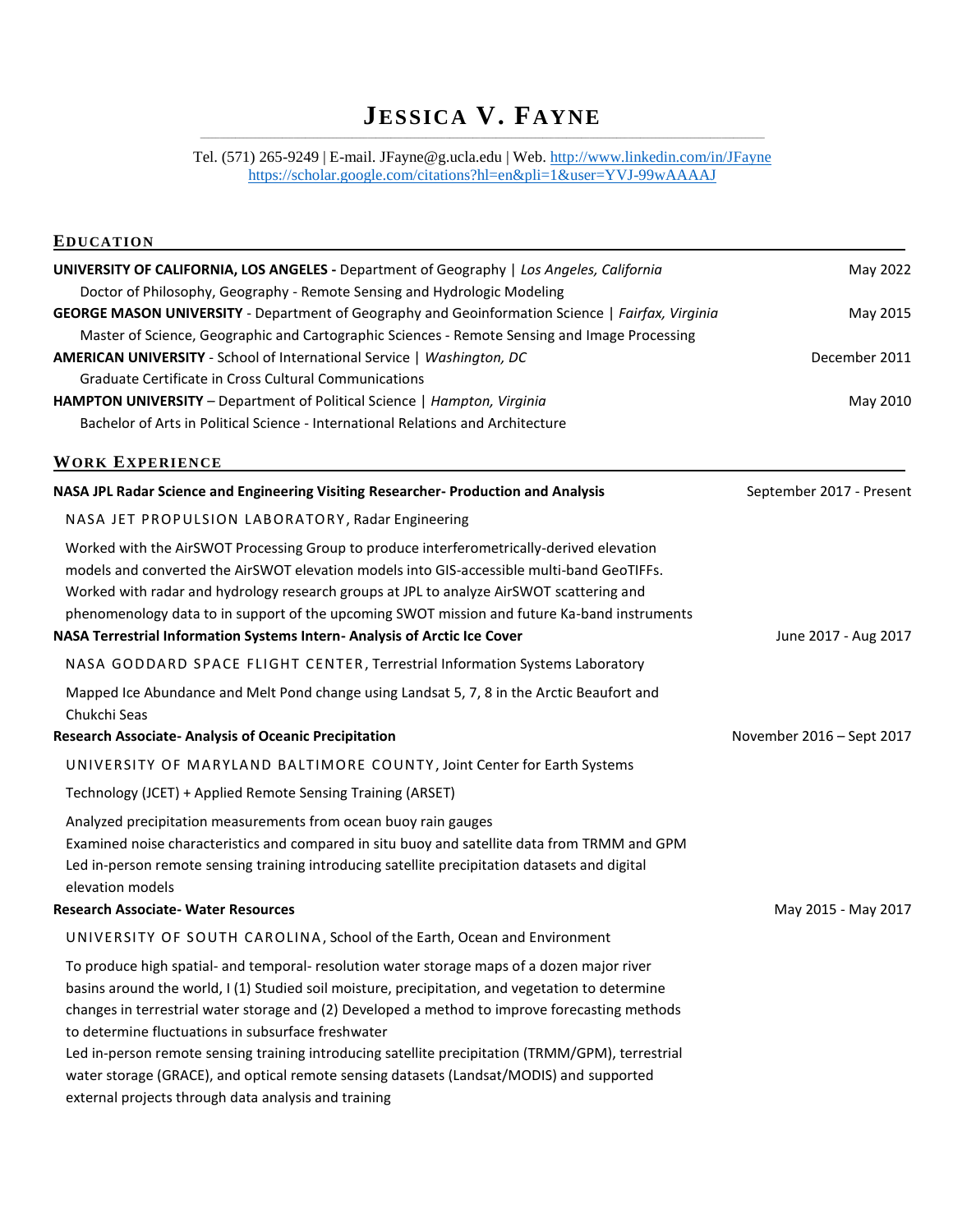# Jessica V. Fayne

Tel. (571) 265-9249 | E-mail. JFayne@g.ucla.edu | Web. http://www.linkedin.com/in/JFayne
https://scholar.google.com/citations?hl=en&pli=1&user=YVJ-99wAAAAJ

## Education

**UNIVERSITY OF CALIFORNIA, LOS ANGELES -** Department of Geography | *Los Angeles, California* — May 2022
Doctor of Philosophy, Geography - Remote Sensing and Hydrologic Modeling

**GEORGE MASON UNIVERSITY** - Department of Geography and Geoinformation Science | *Fairfax, Virginia* — May 2015
Master of Science, Geographic and Cartographic Sciences - Remote Sensing and Image Processing

**AMERICAN UNIVERSITY** - School of International Service | *Washington, DC* — December 2011
Graduate Certificate in Cross Cultural Communications

**HAMPTON UNIVERSITY** – Department of Political Science | *Hampton, Virginia* — May 2010
Bachelor of Arts in Political Science - International Relations and Architecture

## Work Experience

**NASA JPL Radar Science and Engineering Visiting Researcher- Production and Analysis** — September 2017 - Present

NASA JET PROPULSION LABORATORY, Radar Engineering

Worked with the AirSWOT Processing Group to produce interferometrically-derived elevation models and converted the AirSWOT elevation models into GIS-accessible multi-band GeoTIFFs.
Worked with radar and hydrology research groups at JPL to analyze AirSWOT scattering and phenomenology data to in support of the upcoming SWOT mission and future Ka-band instruments

**NASA Terrestrial Information Systems Intern- Analysis of Arctic Ice Cover** — June 2017 - Aug 2017

NASA GODDARD SPACE FLIGHT CENTER, Terrestrial Information Systems Laboratory

Mapped Ice Abundance and Melt Pond change using Landsat 5, 7, 8 in the Arctic Beaufort and Chukchi Seas

**Research Associate- Analysis of Oceanic Precipitation** — November 2016 – Sept 2017

UNIVERSITY OF MARYLAND BALTIMORE COUNTY, Joint Center for Earth Systems Technology (JCET) + Applied Remote Sensing Training (ARSET)

Analyzed precipitation measurements from ocean buoy rain gauges
Examined noise characteristics and compared in situ buoy and satellite data from TRMM and GPM
Led in-person remote sensing training introducing satellite precipitation datasets and digital elevation models

**Research Associate- Water Resources** — May 2015 - May 2017

UNIVERSITY OF SOUTH CAROLINA, School of the Earth, Ocean and Environment

To produce high spatial- and temporal- resolution water storage maps of a dozen major river basins around the world, I (1) Studied soil moisture, precipitation, and vegetation to determine changes in terrestrial water storage and (2) Developed a method to improve forecasting methods to determine fluctuations in subsurface freshwater
Led in-person remote sensing training introducing satellite precipitation (TRMM/GPM), terrestrial water storage (GRACE), and optical remote sensing datasets (Landsat/MODIS) and supported external projects through data analysis and training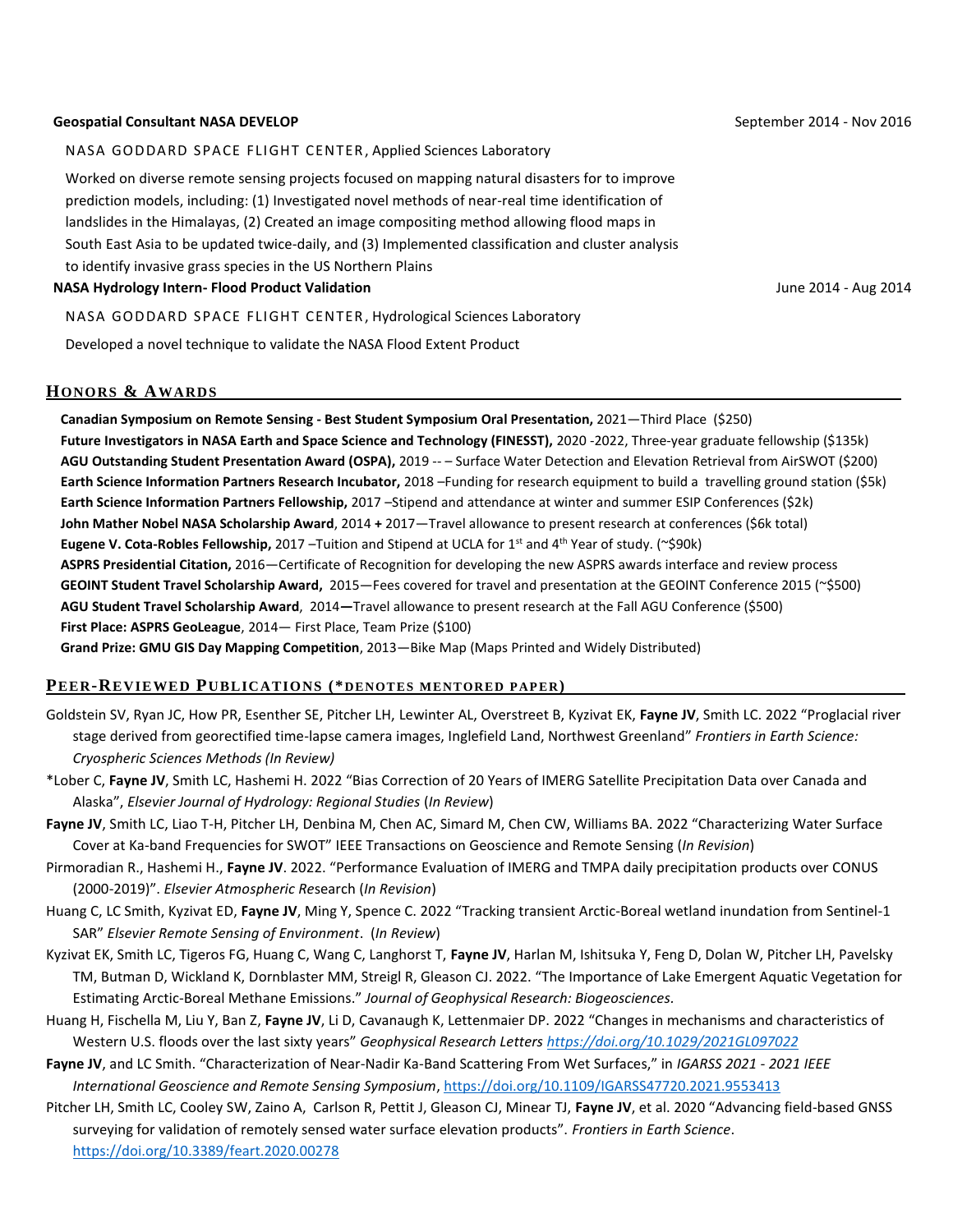**Geospatial Consultant NASA DEVELOP** September 2014 - Nov 2016

NASA GODDARD SPACE FLIGHT CENTER, Applied Sciences Laboratory

Worked on diverse remote sensing projects focused on mapping natural disasters for to improve prediction models, including: (1) Investigated novel methods of near-real time identification of landslides in the Himalayas, (2) Created an image compositing method allowing flood maps in South East Asia to be updated twice-daily, and (3) Implemented classification and cluster analysis to identify invasive grass species in the US Northern Plains

**NASA Hydrology Intern- Flood Product Validation** June 2014 - Aug 2014

NASA GODDARD SPACE FLIGHT CENTER, Hydrological Sciences Laboratory

Developed a novel technique to validate the NASA Flood Extent Product

## HONORS & AWARDS

**Canadian Symposium on Remote Sensing - Best Student Symposium Oral Presentation,** 2021—Third Place ($250)
**Future Investigators in NASA Earth and Space Science and Technology (FINESST),** 2020 -2022, Three-year graduate fellowship ($135k)
**AGU Outstanding Student Presentation Award (OSPA),** 2019 -- – Surface Water Detection and Elevation Retrieval from AirSWOT ($200)
**Earth Science Information Partners Research Incubator,** 2018 –Funding for research equipment to build a travelling ground station ($5k)
**Earth Science Information Partners Fellowship,** 2017 –Stipend and attendance at winter and summer ESIP Conferences ($2k)
**John Mather Nobel NASA Scholarship Award**, 2014 **+** 2017—Travel allowance to present research at conferences ($6k total)
**Eugene V. Cota-Robles Fellowship,** 2017 –Tuition and Stipend at UCLA for 1st and 4th Year of study. (~$90k)
**ASPRS Presidential Citation,** 2016—Certificate of Recognition for developing the new ASPRS awards interface and review process
**GEOINT Student Travel Scholarship Award,** 2015—Fees covered for travel and presentation at the GEOINT Conference 2015 (~$500)
**AGU Student Travel Scholarship Award**, 2014**—**Travel allowance to present research at the Fall AGU Conference ($500)
**First Place: ASPRS GeoLeague**, 2014— First Place, Team Prize ($100)
**Grand Prize: GMU GIS Day Mapping Competition**, 2013—Bike Map (Maps Printed and Widely Distributed)

## PEER-REVIEWED PUBLICATIONS (*DENOTES MENTORED PAPER)

Goldstein SV, Ryan JC, How PR, Esenther SE, Pitcher LH, Lewinter AL, Overstreet B, Kyzivat EK, **Fayne JV**, Smith LC. 2022 "Proglacial river stage derived from georectified time-lapse camera images, Inglefield Land, Northwest Greenland" *Frontiers in Earth Science: Cryospheric Sciences Methods (In Review)*

*Lober C, **Fayne JV**, Smith LC, Hashemi H. 2022 "Bias Correction of 20 Years of IMERG Satellite Precipitation Data over Canada and Alaska", *Elsevier Journal of Hydrology: Regional Studies* (*In Review*)

**Fayne JV**, Smith LC, Liao T-H, Pitcher LH, Denbina M, Chen AC, Simard M, Chen CW, Williams BA. 2022 "Characterizing Water Surface Cover at Ka-band Frequencies for SWOT" IEEE Transactions on Geoscience and Remote Sensing (*In Revision*)

Pirmoradian R., Hashemi H., **Fayne JV**. 2022. "Performance Evaluation of IMERG and TMPA daily precipitation products over CONUS (2000-2019)". *Elsevier Atmospheric Re*search (*In Revision*)

Huang C, LC Smith, Kyzivat ED, **Fayne JV**, Ming Y, Spence C. 2022 "Tracking transient Arctic-Boreal wetland inundation from Sentinel-1 SAR" *Elsevier Remote Sensing of Environment*. (*In Review*)

Kyzivat EK, Smith LC, Tigeros FG, Huang C, Wang C, Langhorst T, **Fayne JV**, Harlan M, Ishitsuka Y, Feng D, Dolan W, Pitcher LH, Pavelsky TM, Butman D, Wickland K, Dornblaster MM, Streigl R, Gleason CJ. 2022. "The Importance of Lake Emergent Aquatic Vegetation for Estimating Arctic-Boreal Methane Emissions." *Journal of Geophysical Research: Biogeosciences*.

Huang H, Fischella M, Liu Y, Ban Z, **Fayne JV**, Li D, Cavanaugh K, Lettenmaier DP. 2022 "Changes in mechanisms and characteristics of Western U.S. floods over the last sixty years" *Geophysical Research Letters https://doi.org/10.1029/2021GL097022*

**Fayne JV**, and LC Smith. "Characterization of Near-Nadir Ka-Band Scattering From Wet Surfaces," in *IGARSS 2021 - 2021 IEEE International Geoscience and Remote Sensing Symposium*, https://doi.org/10.1109/IGARSS47720.2021.9553413

Pitcher LH, Smith LC, Cooley SW, Zaino A, Carlson R, Pettit J, Gleason CJ, Minear TJ, **Fayne JV**, et al. 2020 "Advancing field-based GNSS surveying for validation of remotely sensed water surface elevation products". *Frontiers in Earth Science*. https://doi.org/10.3389/feart.2020.00278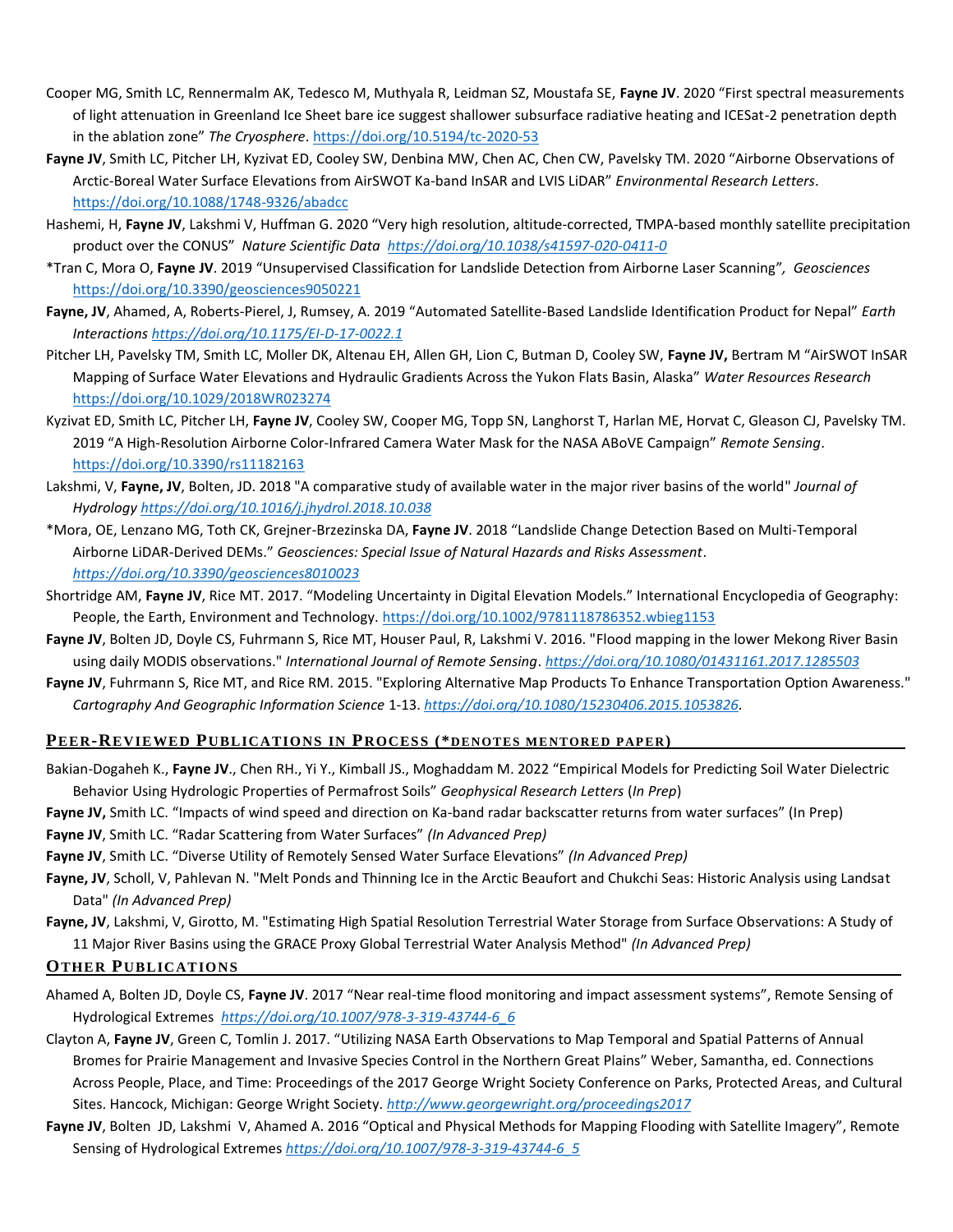Cooper MG, Smith LC, Rennermalm AK, Tedesco M, Muthyala R, Leidman SZ, Moustafa SE, **Fayne JV**. 2020 "First spectral measurements of light attenuation in Greenland Ice Sheet bare ice suggest shallower subsurface radiative heating and ICESat-2 penetration depth in the ablation zone" *The Cryosphere*. https://doi.org/10.5194/tc-2020-53

**Fayne JV**, Smith LC, Pitcher LH, Kyzivat ED, Cooley SW, Denbina MW, Chen AC, Chen CW, Pavelsky TM. 2020 "Airborne Observations of Arctic-Boreal Water Surface Elevations from AirSWOT Ka-band InSAR and LVIS LiDAR" *Environmental Research Letters*. https://doi.org/10.1088/1748-9326/abadcc

Hashemi, H, **Fayne JV**, Lakshmi V, Huffman G. 2020 "Very high resolution, altitude-corrected, TMPA-based monthly satellite precipitation product over the CONUS" *Nature Scientific Data* *https://doi.org/10.1038/s41597-020-0411-0*

*Tran C, Mora O, **Fayne JV**. 2019 "Unsupervised Classification for Landslide Detection from Airborne Laser Scanning"*, Geosciences* https://doi.org/10.3390/geosciences9050221

**Fayne, JV**, Ahamed, A, Roberts-Pierel, J, Rumsey, A. 2019 "Automated Satellite-Based Landslide Identification Product for Nepal" *Earth Interactions https://doi.org/10.1175/EI-D-17-0022.1*

Pitcher LH, Pavelsky TM, Smith LC, Moller DK, Altenau EH, Allen GH, Lion C, Butman D, Cooley SW, **Fayne JV,** Bertram M "AirSWOT InSAR Mapping of Surface Water Elevations and Hydraulic Gradients Across the Yukon Flats Basin, Alaska" *Water Resources Research* https://doi.org/10.1029/2018WR023274

Kyzivat ED, Smith LC, Pitcher LH, **Fayne JV**, Cooley SW, Cooper MG, Topp SN, Langhorst T, Harlan ME, Horvat C, Gleason CJ, Pavelsky TM. 2019 "A High-Resolution Airborne Color-Infrared Camera Water Mask for the NASA ABoVE Campaign" *Remote Sensing*. https://doi.org/10.3390/rs11182163

Lakshmi, V, **Fayne, JV**, Bolten, JD. 2018 "A comparative study of available water in the major river basins of the world" *Journal of Hydrology https://doi.org/10.1016/j.jhydrol.2018.10.038*

*Mora, OE, Lenzano MG, Toth CK, Grejner-Brzezinska DA, **Fayne JV**. 2018 "Landslide Change Detection Based on Multi-Temporal Airborne LiDAR-Derived DEMs." *Geosciences: Special Issue of Natural Hazards and Risks Assessment*. *https://doi.org/10.3390/geosciences8010023*

Shortridge AM, **Fayne JV**, Rice MT. 2017. "Modeling Uncertainty in Digital Elevation Models." International Encyclopedia of Geography: People, the Earth, Environment and Technology. https://doi.org/10.1002/9781118786352.wbieg1153

**Fayne JV**, Bolten JD, Doyle CS, Fuhrmann S, Rice MT, Houser Paul, R, Lakshmi V. 2016. "Flood mapping in the lower Mekong River Basin using daily MODIS observations." *International Journal of Remote Sensing*. *https://doi.org/10.1080/01431161.2017.1285503*

**Fayne JV**, Fuhrmann S, Rice MT, and Rice RM. 2015. "Exploring Alternative Map Products To Enhance Transportation Option Awareness." *Cartography And Geographic Information Science* 1-13. *https://doi.org/10.1080/15230406.2015.1053826*.

## Peer-Reviewed Publications in Process (*denotes mentored paper)

Bakian-Dogaheh K., **Fayne JV**., Chen RH., Yi Y., Kimball JS., Moghaddam M. 2022 "Empirical Models for Predicting Soil Water Dielectric Behavior Using Hydrologic Properties of Permafrost Soils" *Geophysical Research Letters* (*In Prep*)

**Fayne JV,** Smith LC. "Impacts of wind speed and direction on Ka-band radar backscatter returns from water surfaces" (In Prep)

**Fayne JV**, Smith LC. "Radar Scattering from Water Surfaces" *(In Advanced Prep)*

**Fayne JV**, Smith LC. "Diverse Utility of Remotely Sensed Water Surface Elevations" *(In Advanced Prep)*

**Fayne, JV**, Scholl, V, Pahlevan N. "Melt Ponds and Thinning Ice in the Arctic Beaufort and Chukchi Seas: Historic Analysis using Landsat Data" *(In Advanced Prep)*

**Fayne, JV**, Lakshmi, V, Girotto, M. "Estimating High Spatial Resolution Terrestrial Water Storage from Surface Observations: A Study of 11 Major River Basins using the GRACE Proxy Global Terrestrial Water Analysis Method" *(In Advanced Prep)*

## Other Publications

Ahamed A, Bolten JD, Doyle CS, **Fayne JV**. 2017 "Near real-time flood monitoring and impact assessment systems", Remote Sensing of Hydrological Extremes *https://doi.org/10.1007/978-3-319-43744-6_6*

Clayton A, **Fayne JV**, Green C, Tomlin J. 2017. "Utilizing NASA Earth Observations to Map Temporal and Spatial Patterns of Annual Bromes for Prairie Management and Invasive Species Control in the Northern Great Plains" Weber, Samantha, ed. Connections Across People, Place, and Time: Proceedings of the 2017 George Wright Society Conference on Parks, Protected Areas, and Cultural Sites. Hancock, Michigan: George Wright Society. *http://www.georgewright.org/proceedings2017*

**Fayne JV**, Bolten JD, Lakshmi V, Ahamed A. 2016 "Optical and Physical Methods for Mapping Flooding with Satellite Imagery", Remote Sensing of Hydrological Extremes *https://doi.org/10.1007/978-3-319-43744-6_5*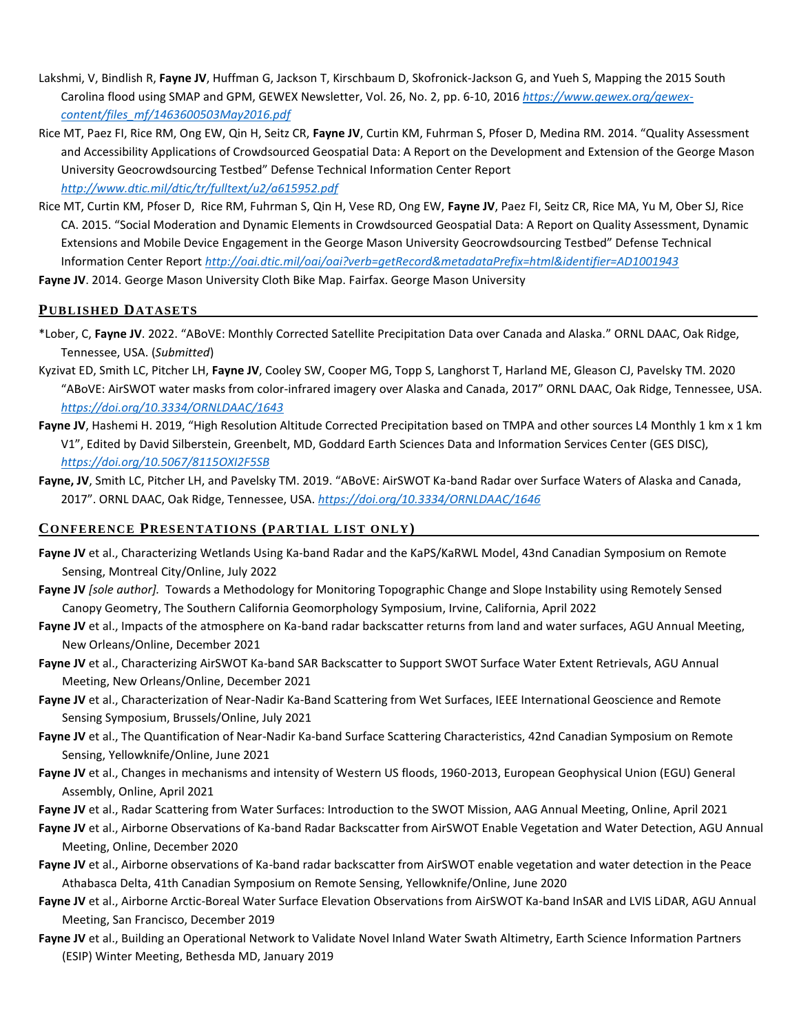Lakshmi, V, Bindlish R, **Fayne JV**, Huffman G, Jackson T, Kirschbaum D, Skofronick-Jackson G, and Yueh S, Mapping the 2015 South Carolina flood using SMAP and GPM, GEWEX Newsletter, Vol. 26, No. 2, pp. 6-10, 2016 *https://www.gewex.org/gewex-content/files_mf/1463600503May2016.pdf*

Rice MT, Paez FI, Rice RM, Ong EW, Qin H, Seitz CR, **Fayne JV**, Curtin KM, Fuhrman S, Pfoser D, Medina RM. 2014. "Quality Assessment and Accessibility Applications of Crowdsourced Geospatial Data: A Report on the Development and Extension of the George Mason University Geocrowdsourcing Testbed" Defense Technical Information Center Report *http://www.dtic.mil/dtic/tr/fulltext/u2/a615952.pdf*

Rice MT, Curtin KM, Pfoser D, Rice RM, Fuhrman S, Qin H, Vese RD, Ong EW, **Fayne JV**, Paez FI, Seitz CR, Rice MA, Yu M, Ober SJ, Rice CA. 2015. "Social Moderation and Dynamic Elements in Crowdsourced Geospatial Data: A Report on Quality Assessment, Dynamic Extensions and Mobile Device Engagement in the George Mason University Geocrowdsourcing Testbed" Defense Technical Information Center Report *http://oai.dtic.mil/oai/oai?verb=getRecord&metadataPrefix=html&identifier=AD1001943*

**Fayne JV**. 2014. George Mason University Cloth Bike Map. Fairfax. George Mason University

## PUBLISHED DATASETS

*Lober, C, **Fayne JV**. 2022. "ABoVE: Monthly Corrected Satellite Precipitation Data over Canada and Alaska." ORNL DAAC, Oak Ridge, Tennessee, USA. (*Submitted*)

Kyzivat ED, Smith LC, Pitcher LH, **Fayne JV**, Cooley SW, Cooper MG, Topp S, Langhorst T, Harland ME, Gleason CJ, Pavelsky TM. 2020 "ABoVE: AirSWOT water masks from color-infrared imagery over Alaska and Canada, 2017" ORNL DAAC, Oak Ridge, Tennessee, USA. *https://doi.org/10.3334/ORNLDAAC/1643*

**Fayne JV**, Hashemi H. 2019, "High Resolution Altitude Corrected Precipitation based on TMPA and other sources L4 Monthly 1 km x 1 km V1", Edited by David Silberstein, Greenbelt, MD, Goddard Earth Sciences Data and Information Services Center (GES DISC), *https://doi.org/10.5067/8115OXI2F5SB*

**Fayne, JV**, Smith LC, Pitcher LH, and Pavelsky TM. 2019. "ABoVE: AirSWOT Ka-band Radar over Surface Waters of Alaska and Canada, 2017". ORNL DAAC, Oak Ridge, Tennessee, USA. *https://doi.org/10.3334/ORNLDAAC/1646*

## CONFERENCE PRESENTATIONS (PARTIAL LIST ONLY)

**Fayne JV** et al., Characterizing Wetlands Using Ka-band Radar and the KaPS/KaRWL Model, 43nd Canadian Symposium on Remote Sensing, Montreal City/Online, July 2022

**Fayne JV** *[sole author]*. Towards a Methodology for Monitoring Topographic Change and Slope Instability using Remotely Sensed Canopy Geometry, The Southern California Geomorphology Symposium, Irvine, California, April 2022

**Fayne JV** et al., Impacts of the atmosphere on Ka-band radar backscatter returns from land and water surfaces, AGU Annual Meeting, New Orleans/Online, December 2021

**Fayne JV** et al., Characterizing AirSWOT Ka-band SAR Backscatter to Support SWOT Surface Water Extent Retrievals, AGU Annual Meeting, New Orleans/Online, December 2021

**Fayne JV** et al., Characterization of Near-Nadir Ka-Band Scattering from Wet Surfaces, IEEE International Geoscience and Remote Sensing Symposium, Brussels/Online, July 2021

**Fayne JV** et al., The Quantification of Near-Nadir Ka-band Surface Scattering Characteristics, 42nd Canadian Symposium on Remote Sensing, Yellowknife/Online, June 2021

**Fayne JV** et al., Changes in mechanisms and intensity of Western US floods, 1960-2013, European Geophysical Union (EGU) General Assembly, Online, April 2021

**Fayne JV** et al., Radar Scattering from Water Surfaces: Introduction to the SWOT Mission, AAG Annual Meeting, Online, April 2021

**Fayne JV** et al., Airborne Observations of Ka-band Radar Backscatter from AirSWOT Enable Vegetation and Water Detection, AGU Annual Meeting, Online, December 2020

**Fayne JV** et al., Airborne observations of Ka-band radar backscatter from AirSWOT enable vegetation and water detection in the Peace Athabasca Delta, 41th Canadian Symposium on Remote Sensing, Yellowknife/Online, June 2020

**Fayne JV** et al., Airborne Arctic-Boreal Water Surface Elevation Observations from AirSWOT Ka-band InSAR and LVIS LiDAR, AGU Annual Meeting, San Francisco, December 2019

**Fayne JV** et al., Building an Operational Network to Validate Novel Inland Water Swath Altimetry, Earth Science Information Partners (ESIP) Winter Meeting, Bethesda MD, January 2019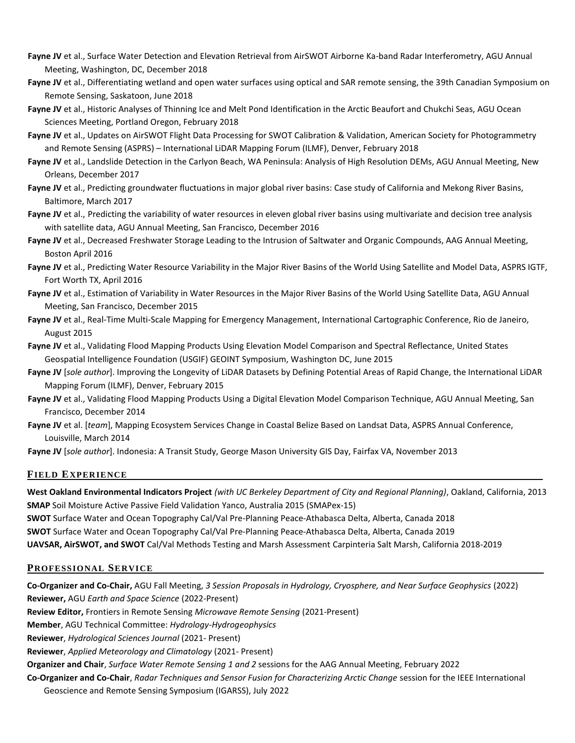**Fayne JV** et al., Surface Water Detection and Elevation Retrieval from AirSWOT Airborne Ka-band Radar Interferometry, AGU Annual Meeting, Washington, DC, December 2018

**Fayne JV** et al., Differentiating wetland and open water surfaces using optical and SAR remote sensing, the 39th Canadian Symposium on Remote Sensing, Saskatoon, June 2018

**Fayne JV** et al., Historic Analyses of Thinning Ice and Melt Pond Identification in the Arctic Beaufort and Chukchi Seas, AGU Ocean Sciences Meeting, Portland Oregon, February 2018

**Fayne JV** et al., Updates on AirSWOT Flight Data Processing for SWOT Calibration & Validation, American Society for Photogrammetry and Remote Sensing (ASPRS) – International LiDAR Mapping Forum (ILMF), Denver, February 2018

**Fayne JV** et al., Landslide Detection in the Carlyon Beach, WA Peninsula: Analysis of High Resolution DEMs, AGU Annual Meeting, New Orleans, December 2017

**Fayne JV** et al., Predicting groundwater fluctuations in major global river basins: Case study of California and Mekong River Basins, Baltimore, March 2017

**Fayne JV** et al., Predicting the variability of water resources in eleven global river basins using multivariate and decision tree analysis with satellite data, AGU Annual Meeting, San Francisco, December 2016

**Fayne JV** et al., Decreased Freshwater Storage Leading to the Intrusion of Saltwater and Organic Compounds, AAG Annual Meeting, Boston April 2016

**Fayne JV** et al., Predicting Water Resource Variability in the Major River Basins of the World Using Satellite and Model Data, ASPRS IGTF, Fort Worth TX, April 2016

**Fayne JV** et al., Estimation of Variability in Water Resources in the Major River Basins of the World Using Satellite Data, AGU Annual Meeting, San Francisco, December 2015

**Fayne JV** et al., Real-Time Multi-Scale Mapping for Emergency Management, International Cartographic Conference, Rio de Janeiro, August 2015

**Fayne JV** et al., Validating Flood Mapping Products Using Elevation Model Comparison and Spectral Reflectance, United States Geospatial Intelligence Foundation (USGIF) GEOINT Symposium, Washington DC, June 2015

**Fayne JV** [*sole author*]. Improving the Longevity of LiDAR Datasets by Defining Potential Areas of Rapid Change, the International LiDAR Mapping Forum (ILMF), Denver, February 2015

**Fayne JV** et al., Validating Flood Mapping Products Using a Digital Elevation Model Comparison Technique, AGU Annual Meeting, San Francisco, December 2014

**Fayne JV** et al. [*team*], Mapping Ecosystem Services Change in Coastal Belize Based on Landsat Data, ASPRS Annual Conference, Louisville, March 2014

**Fayne JV** [*sole author*]. Indonesia: A Transit Study, George Mason University GIS Day, Fairfax VA, November 2013

## Field Experience

**West Oakland Environmental Indicators Project** *(with UC Berkeley Department of City and Regional Planning)*, Oakland, California, 2013

**SMAP** Soil Moisture Active Passive Field Validation Yanco, Australia 2015 (SMAPex-15)

**SWOT** Surface Water and Ocean Topography Cal/Val Pre-Planning Peace-Athabasca Delta, Alberta, Canada 2018

**SWOT** Surface Water and Ocean Topography Cal/Val Pre-Planning Peace-Athabasca Delta, Alberta, Canada 2019

**UAVSAR, AirSWOT, and SWOT** Cal/Val Methods Testing and Marsh Assessment Carpinteria Salt Marsh, California 2018-2019

## Professional Service

**Co-Organizer and Co-Chair,** AGU Fall Meeting, *3 Session Proposals in Hydrology, Cryosphere, and Near Surface Geophysics* (2022)

**Reviewer,** AGU *Earth and Space Science* (2022-Present)

**Review Editor,** Frontiers in Remote Sensing *Microwave Remote Sensing* (2021-Present)

**Member**, AGU Technical Committee: *Hydrology-Hydrogeophysics*

**Reviewer**, *Hydrological Sciences Journal* (2021- Present)

**Reviewer**, *Applied Meteorology and Climatology* (2021- Present)

**Organizer and Chair**, *Surface Water Remote Sensing 1 and 2* sessions for the AAG Annual Meeting, February 2022

**Co-Organizer and Co-Chair**, *Radar Techniques and Sensor Fusion for Characterizing Arctic Change* session for the IEEE International Geoscience and Remote Sensing Symposium (IGARSS), July 2022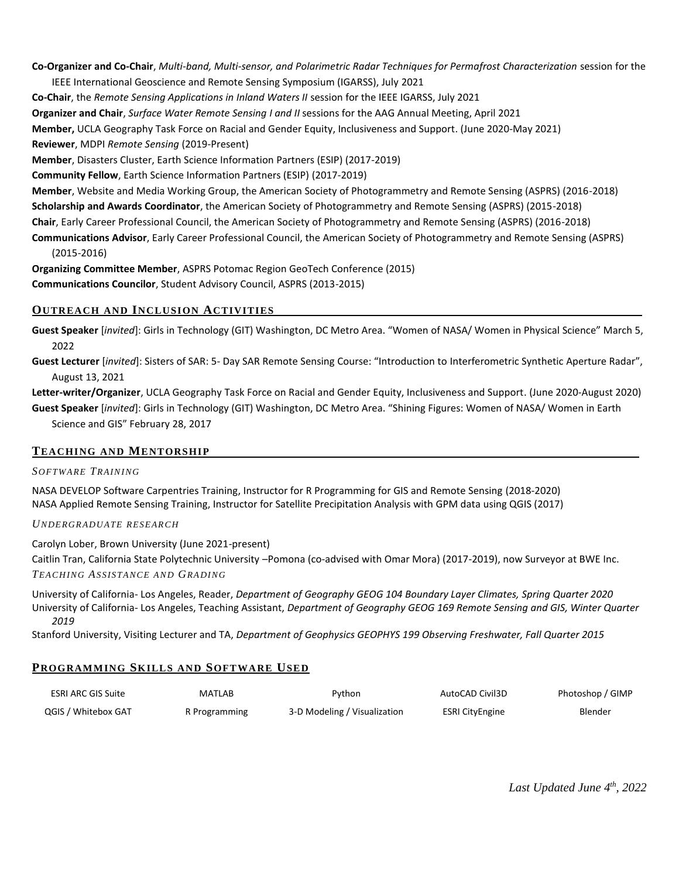**Co-Organizer and Co-Chair**, *Multi-band, Multi-sensor, and Polarimetric Radar Techniques for Permafrost Characterization* session for the IEEE International Geoscience and Remote Sensing Symposium (IGARSS), July 2021

**Co-Chair**, the *Remote Sensing Applications in Inland Waters II* session for the IEEE IGARSS, July 2021

**Organizer and Chair**, *Surface Water Remote Sensing I and II* sessions for the AAG Annual Meeting, April 2021

**Member,** UCLA Geography Task Force on Racial and Gender Equity, Inclusiveness and Support. (June 2020-May 2021)

**Reviewer**, MDPI *Remote Sensing* (2019-Present)

**Member**, Disasters Cluster, Earth Science Information Partners (ESIP) (2017-2019)

**Community Fellow**, Earth Science Information Partners (ESIP) (2017-2019)

**Member**, Website and Media Working Group, the American Society of Photogrammetry and Remote Sensing (ASPRS) (2016-2018)

**Scholarship and Awards Coordinator**, the American Society of Photogrammetry and Remote Sensing (ASPRS) (2015-2018)

**Chair**, Early Career Professional Council, the American Society of Photogrammetry and Remote Sensing (ASPRS) (2016-2018)

**Communications Advisor**, Early Career Professional Council, the American Society of Photogrammetry and Remote Sensing (ASPRS) (2015-2016)

**Organizing Committee Member**, ASPRS Potomac Region GeoTech Conference (2015)

**Communications Councilor**, Student Advisory Council, ASPRS (2013-2015)

## Outreach and Inclusion Activities

**Guest Speaker** [*invited*]: Girls in Technology (GIT) Washington, DC Metro Area. "Women of NASA/ Women in Physical Science" March 5, 2022

**Guest Lecturer** [*invited*]: Sisters of SAR: 5- Day SAR Remote Sensing Course: "Introduction to Interferometric Synthetic Aperture Radar", August 13, 2021

**Letter-writer/Organizer**, UCLA Geography Task Force on Racial and Gender Equity, Inclusiveness and Support. (June 2020-August 2020)

**Guest Speaker** [*invited*]: Girls in Technology (GIT) Washington, DC Metro Area. "Shining Figures: Women of NASA/ Women in Earth Science and GIS" February 28, 2017

## Teaching and Mentorship

### *Software Training*

NASA DEVELOP Software Carpentries Training, Instructor for R Programming for GIS and Remote Sensing (2018-2020)
NASA Applied Remote Sensing Training, Instructor for Satellite Precipitation Analysis with GPM data using QGIS (2017)

### *Undergraduate research*

Carolyn Lober, Brown University (June 2021-present)

Caitlin Tran, California State Polytechnic University –Pomona (co-advised with Omar Mora) (2017-2019), now Surveyor at BWE Inc.

### *Teaching Assistance and Grading*

University of California- Los Angeles, Reader, *Department of Geography GEOG 104 Boundary Layer Climates, Spring Quarter 2020*
University of California- Los Angeles, Teaching Assistant, *Department of Geography GEOG 169 Remote Sensing and GIS, Winter Quarter 2019*
Stanford University, Visiting Lecturer and TA, *Department of Geophysics GEOPHYS 199 Observing Freshwater, Fall Quarter 2015*

## Programming Skills and Software Used

| | | | | |
|---|---|---|---|---|
| ESRI ARC GIS Suite | MATLAB | Python | AutoCAD Civil3D | Photoshop / GIMP |
| QGIS / Whitebox GAT | R Programming | 3-D Modeling / Visualization | ESRI CityEngine | Blender |

*Last Updated June 4th, 2022*